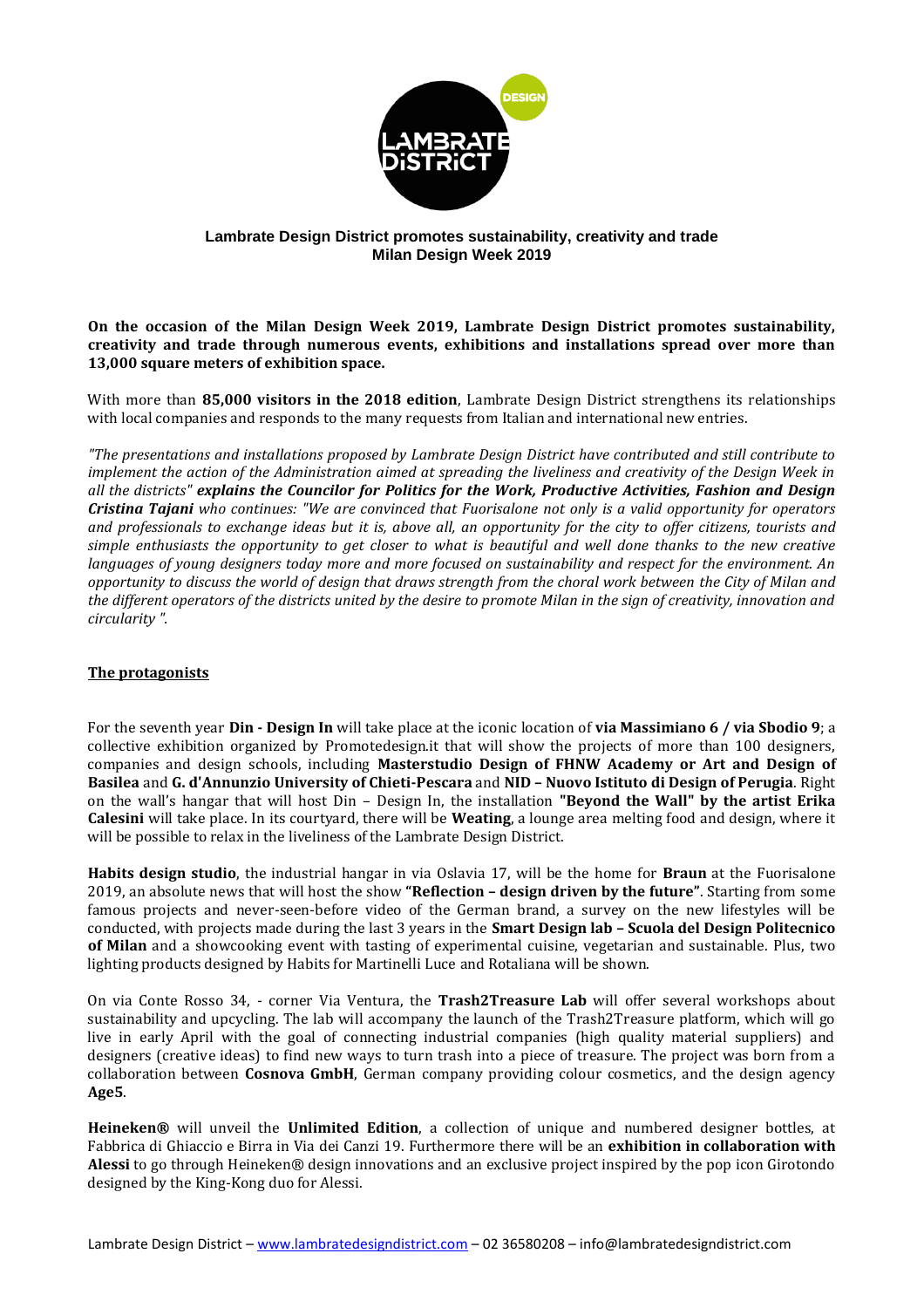# Lambrate Design District promotes sustainability, creativity and trade
## Milan Design Week 2019

**On the occasion of the Milan Design Week 2019, Lambrate Design District promotes sustainability, creativity and trade through numerous events, exhibitions and installations spread over more than 13,000 square meters of exhibition space.**

With more than **85,000 visitors in the 2018 edition**, Lambrate Design District strengthens its relationships with local companies and responds to the many requests from Italian and international new entries.

*"The presentations and installations proposed by Lambrate Design District have contributed and still contribute to implement the action of the Administration aimed at spreading the liveliness and creativity of the Design Week in all the districts"* ***explains the Councilor for Politics for the Work, Productive Activities, Fashion and Design Cristina Tajani*** *who continues: "We are convinced that Fuorisalone not only is a valid opportunity for operators and professionals to exchange ideas but it is, above all, an opportunity for the city to offer citizens, tourists and simple enthusiasts the opportunity to get closer to what is beautiful and well done thanks to the new creative languages of young designers today more and more focused on sustainability and respect for the environment. An opportunity to discuss the world of design that draws strength from the choral work between the City of Milan and the different operators of the districts united by the desire to promote Milan in the sign of creativity, innovation and circularity ".*

## The protagonists

For the seventh year **Din - Design In** will take place at the iconic location of **via Massimiano 6 / via Sbodio 9**; a collective exhibition organized by Promotedesign.it that will show the projects of more than 100 designers, companies and design schools, including **Masterstudio Design of FHNW Academy or Art and Design of Basilea** and **G. d'Annunzio University of Chieti-Pescara** and **NID – Nuovo Istituto di Design of Perugia**. Right on the wall's hangar that will host Din – Design In, the installation **"Beyond the Wall" by the artist Erika Calesini** will take place. In its courtyard, there will be **Weating**, a lounge area melting food and design, where it will be possible to relax in the liveliness of the Lambrate Design District.

**Habits design studio**, the industrial hangar in via Oslavia 17, will be the home for **Braun** at the Fuorisalone 2019, an absolute news that will host the show **"Reflection – design driven by the future"**. Starting from some famous projects and never-seen-before video of the German brand, a survey on the new lifestyles will be conducted, with projects made during the last 3 years in the **Smart Design lab – Scuola del Design Politecnico of Milan** and a showcooking event with tasting of experimental cuisine, vegetarian and sustainable. Plus, two lighting products designed by Habits for Martinelli Luce and Rotaliana will be shown.

On via Conte Rosso 34, - corner Via Ventura, the **Trash2Treasure Lab** will offer several workshops about sustainability and upcycling. The lab will accompany the launch of the Trash2Treasure platform, which will go live in early April with the goal of connecting industrial companies (high quality material suppliers) and designers (creative ideas) to find new ways to turn trash into a piece of treasure. The project was born from a collaboration between **Cosnova GmbH**, German company providing colour cosmetics, and the design agency **Age5**.

**Heineken®** will unveil the **Unlimited Edition**, a collection of unique and numbered designer bottles, at Fabbrica di Ghiaccio e Birra in Via dei Canzi 19. Furthermore there will be an **exhibition in collaboration with Alessi** to go through Heineken® design innovations and an exclusive project inspired by the pop icon Girotondo designed by the King-Kong duo for Alessi.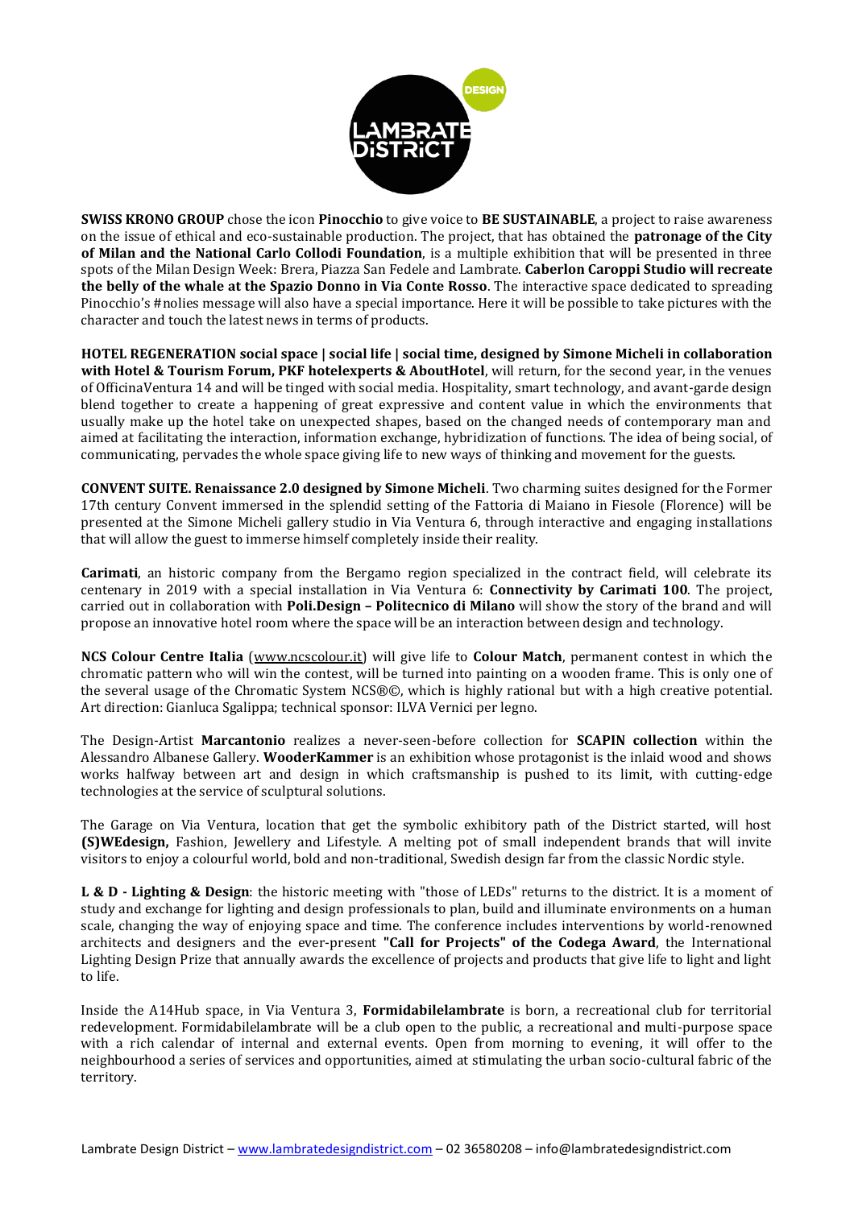**SWISS KRONO GROUP** chose the icon **Pinocchio** to give voice to **BE SUSTAINABLE**, a project to raise awareness on the issue of ethical and eco-sustainable production. The project, that has obtained the **patronage of the City of Milan and the National Carlo Collodi Foundation**, is a multiple exhibition that will be presented in three spots of the Milan Design Week: Brera, Piazza San Fedele and Lambrate. **Caberlon Caroppi Studio will recreate the belly of the whale at the Spazio Donno in Via Conte Rosso**. The interactive space dedicated to spreading Pinocchio's #nolies message will also have a special importance. Here it will be possible to take pictures with the character and touch the latest news in terms of products.

**HOTEL REGENERATION social space | social life | social time, designed by Simone Micheli in collaboration with Hotel & Tourism Forum, PKF hotelexperts & AboutHotel**, will return, for the second year, in the venues of OfficinaVentura 14 and will be tinged with social media. Hospitality, smart technology, and avant-garde design blend together to create a happening of great expressive and content value in which the environments that usually make up the hotel take on unexpected shapes, based on the changed needs of contemporary man and aimed at facilitating the interaction, information exchange, hybridization of functions. The idea of being social, of communicating, pervades the whole space giving life to new ways of thinking and movement for the guests.

**CONVENT SUITE. Renaissance 2.0 designed by Simone Micheli**. Two charming suites designed for the Former 17th century Convent immersed in the splendid setting of the Fattoria di Maiano in Fiesole (Florence) will be presented at the Simone Micheli gallery studio in Via Ventura 6, through interactive and engaging installations that will allow the guest to immerse himself completely inside their reality.

**Carimati**, an historic company from the Bergamo region specialized in the contract field, will celebrate its centenary in 2019 with a special installation in Via Ventura 6: **Connectivity by Carimati 100**. The project, carried out in collaboration with **Poli.Design – Politecnico di Milano** will show the story of the brand and will propose an innovative hotel room where the space will be an interaction between design and technology.

**NCS Colour Centre Italia** (www.ncscolour.it) will give life to **Colour Match**, permanent contest in which the chromatic pattern who will win the contest, will be turned into painting on a wooden frame. This is only one of the several usage of the Chromatic System NCS®©, which is highly rational but with a high creative potential. Art direction: Gianluca Sgalippa; technical sponsor: ILVA Vernici per legno.

The Design-Artist **Marcantonio** realizes a never-seen-before collection for **SCAPIN collection** within the Alessandro Albanese Gallery. **WooderKammer** is an exhibition whose protagonist is the inlaid wood and shows works halfway between art and design in which craftsmanship is pushed to its limit, with cutting-edge technologies at the service of sculptural solutions.

The Garage on Via Ventura, location that get the symbolic exhibitory path of the District started, will host **(S)WEdesign,** Fashion, Jewellery and Lifestyle. A melting pot of small independent brands that will invite visitors to enjoy a colourful world, bold and non-traditional, Swedish design far from the classic Nordic style.

**L & D - Lighting & Design**: the historic meeting with "those of LEDs" returns to the district. It is a moment of study and exchange for lighting and design professionals to plan, build and illuminate environments on a human scale, changing the way of enjoying space and time. The conference includes interventions by world-renowned architects and designers and the ever-present **"Call for Projects" of the Codega Award**, the International Lighting Design Prize that annually awards the excellence of projects and products that give life to light and light to life.

Inside the A14Hub space, in Via Ventura 3, **Formidabilelambrate** is born, a recreational club for territorial redevelopment. Formidabilelambrate will be a club open to the public, a recreational and multi-purpose space with a rich calendar of internal and external events. Open from morning to evening, it will offer to the neighbourhood a series of services and opportunities, aimed at stimulating the urban socio-cultural fabric of the territory.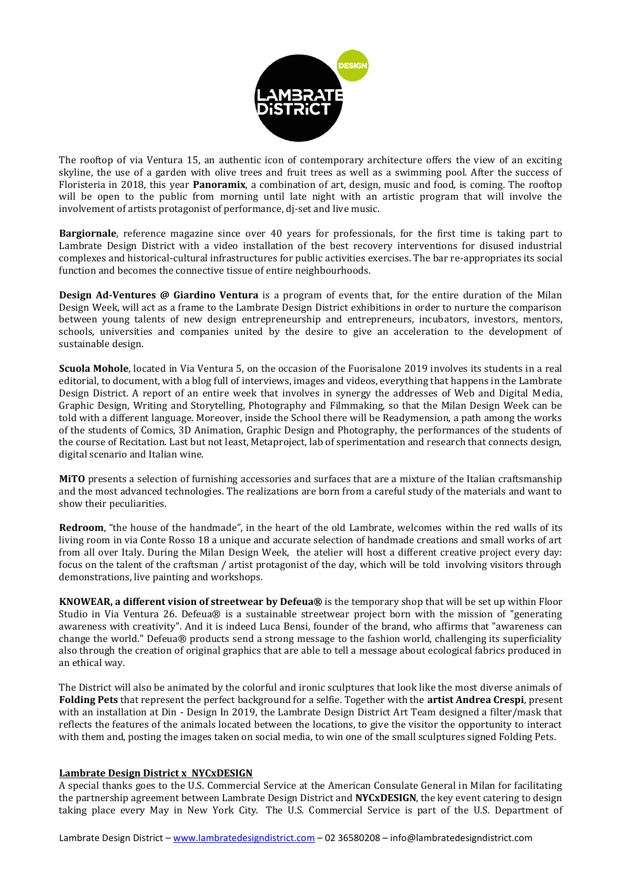The rooftop of via Ventura 15, an authentic icon of contemporary architecture offers the view of an exciting skyline, the use of a garden with olive trees and fruit trees as well as a swimming pool. After the success of Floristeria in 2018, this year **Panoramix**, a combination of art, design, music and food, is coming. The rooftop will be open to the public from morning until late night with an artistic program that will involve the involvement of artists protagonist of performance, dj-set and live music.

**Bargiornale**, reference magazine since over 40 years for professionals, for the first time is taking part to Lambrate Design District with a video installation of the best recovery interventions for disused industrial complexes and historical-cultural infrastructures for public activities exercises. The bar re-appropriates its social function and becomes the connective tissue of entire neighbourhoods.

**Design Ad-Ventures @ Giardino Ventura** is a program of events that, for the entire duration of the Milan Design Week, will act as a frame to the Lambrate Design District exhibitions in order to nurture the comparison between young talents of new design entrepreneurship and entrepreneurs, incubators, investors, mentors, schools, universities and companies united by the desire to give an acceleration to the development of sustainable design.

**Scuola Mohole**, located in Via Ventura 5, on the occasion of the Fuorisalone 2019 involves its students in a real editorial, to document, with a blog full of interviews, images and videos, everything that happens in the Lambrate Design District. A report of an entire week that involves in synergy the addresses of Web and Digital Media, Graphic Design, Writing and Storytelling, Photography and Filmmaking, so that the Milan Design Week can be told with a different language. Moreover, inside the School there will be Readymension, a path among the works of the students of Comics, 3D Animation, Graphic Design and Photography, the performances of the students of the course of Recitation. Last but not least, Metaproject, lab of sperimentation and research that connects design, digital scenario and Italian wine.

**MiTO** presents a selection of furnishing accessories and surfaces that are a mixture of the Italian craftsmanship and the most advanced technologies. The realizations are born from a careful study of the materials and want to show their peculiarities.

**Redroom**, "the house of the handmade", in the heart of the old Lambrate, welcomes within the red walls of its living room in via Conte Rosso 18 a unique and accurate selection of handmade creations and small works of art from all over Italy. During the Milan Design Week, the atelier will host a different creative project every day: focus on the talent of the craftsman / artist protagonist of the day, which will be told involving visitors through demonstrations, live painting and workshops.

**KNOWEAR, a different vision of streetwear by Defeua®** is the temporary shop that will be set up within Floor Studio in Via Ventura 26. Defeua® is a sustainable streetwear project born with the mission of "generating awareness with creativity". And it is indeed Luca Bensi, founder of the brand, who affirms that "awareness can change the world." Defeua® products send a strong message to the fashion world, challenging its superficiality also through the creation of original graphics that are able to tell a message about ecological fabrics produced in an ethical way.

The District will also be animated by the colorful and ironic sculptures that look like the most diverse animals of **Folding Pets** that represent the perfect background for a selfie. Together with the **artist Andrea Crespi**, present with an installation at Din - Design In 2019, the Lambrate Design District Art Team designed a filter/mask that reflects the features of the animals located between the locations, to give the visitor the opportunity to interact with them and, posting the images taken on social media, to win one of the small sculptures signed Folding Pets.

## Lambrate Design District x NYCxDESIGN

A special thanks goes to the U.S. Commercial Service at the American Consulate General in Milan for facilitating the partnership agreement between Lambrate Design District and **NYCxDESIGN**, the key event catering to design taking place every May in New York City. The U.S. Commercial Service is part of the U.S. Department of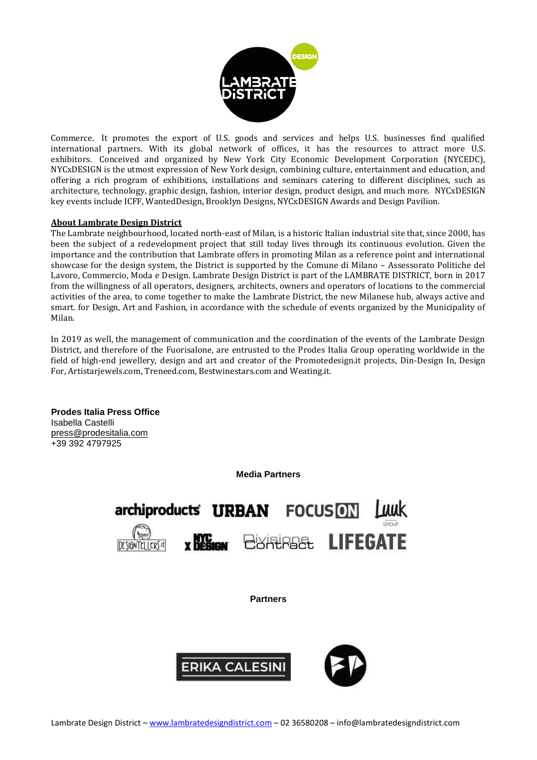Commerce. It promotes the export of U.S. goods and services and helps U.S. businesses find qualified international partners. With its global network of offices, it has the resources to attract more U.S. exhibitors. Conceived and organized by New York City Economic Development Corporation (NYCEDC), NYCxDESIGN is the utmost expression of New York design, combining culture, entertainment and education, and offering a rich program of exhibitions, installations and seminars catering to different disciplines, such as architecture, technology, graphic design, fashion, interior design, product design, and much more. NYCxDESIGN key events include ICFF, WantedDesign, Brooklyn Designs, NYCxDESIGN Awards and Design Pavilion.

**About Lambrate Design District**

The Lambrate neighbourhood, located north-east of Milan, is a historic Italian industrial site that, since 2000, has been the subject of a redevelopment project that still today lives through its continuous evolution. Given the importance and the contribution that Lambrate offers in promoting Milan as a reference point and international showcase for the design system, the District is supported by the Comune di Milano – Assessorato Politiche del Lavoro, Commercio, Moda e Design. Lambrate Design District is part of the LAMBRATE DISTRICT, born in 2017 from the willingness of all operators, designers, architects, owners and operators of locations to the commercial activities of the area, to come together to make the Lambrate District, the new Milanese hub, always active and smart. for Design, Art and Fashion, in accordance with the schedule of events organized by the Municipality of Milan.

In 2019 as well, the management of communication and the coordination of the events of the Lambrate Design District, and therefore of the Fuorisalone, are entrusted to the Prodes Italia Group operating worldwide in the field of high-end jewellery, design and art and creator of the Promotedesign.it projects, Din-Design In, Design For, Artistarjewels.com, Treneed.com, Bestwinestars.com and Weating.it.

**Prodes Italia Press Office**
Isabella Castelli
press@prodesitalia.com
+39 392 4797925

**Media Partners**

**Partners**

Lambrate Design District – www.lambratedesigndistrict.com – 02 36580208 – info@lambratedesigndistrict.com